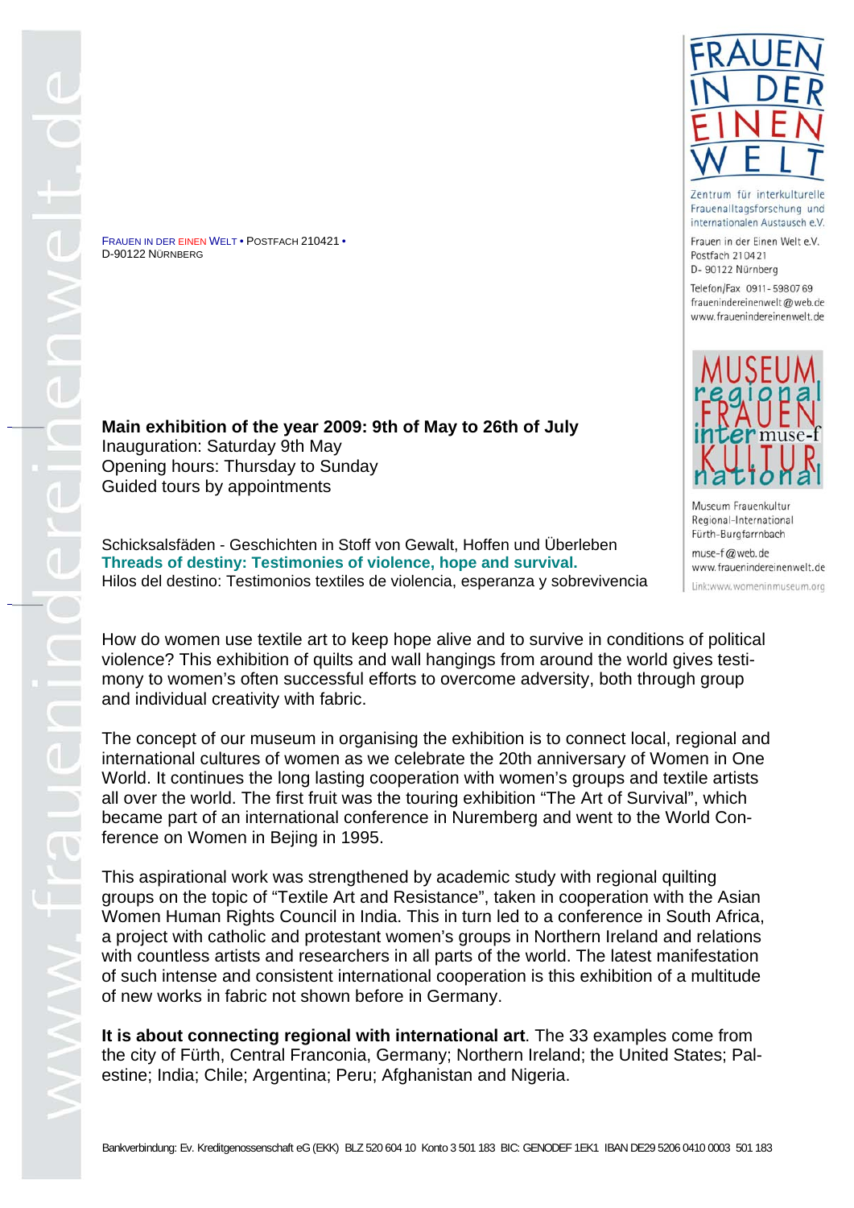FRAUEN IN DER EINEN WELT • POSTFACH 210421 •
D-90122 NÜRNBERG

FRAUEN IN DER EINEN WELT

Zentrum für interkulturelle Frauenalltagsforschung und internationalen Austausch e.V.

Frauen in der Einen Welt e.V.
Postfach 210421
D- 90122 Nürnberg

Telefon/Fax 0911-5980769
frauenindereinenwelt@web.de
www.frauenindereinenwelt.de

MUSEUM regional FRAUEN inter muse-f KULTUR national

Museum Frauenkultur
Regional-International
Fürth-Burgfarrnbach

muse-f@web.de
www.frauenindereinenwelt.de

Link:www.womeninmuseum.org

**Main exhibition of the year 2009: 9th of May to 26th of July**
Inauguration: Saturday 9th May
Opening hours: Thursday to Sunday
Guided tours by appointments

Schicksalsfäden - Geschichten in Stoff von Gewalt, Hoffen und Überleben
**Threads of destiny: Testimonies of violence, hope and survival.**
Hilos del destino: Testimonios textiles de violencia, esperanza y sobrevivencia

How do women use textile art to keep hope alive and to survive in conditions of political violence? This exhibition of quilts and wall hangings from around the world gives testimony to women's often successful efforts to overcome adversity, both through group and individual creativity with fabric.

The concept of our museum in organising the exhibition is to connect local, regional and international cultures of women as we celebrate the 20th anniversary of Women in One World. It continues the long lasting cooperation with women's groups and textile artists all over the world. The first fruit was the touring exhibition "The Art of Survival", which became part of an international conference in Nuremberg and went to the World Conference on Women in Bejing in 1995.

This aspirational work was strengthened by academic study with regional quilting groups on the topic of "Textile Art and Resistance", taken in cooperation with the Asian Women Human Rights Council in India. This in turn led to a conference in South Africa, a project with catholic and protestant women's groups in Northern Ireland and relations with countless artists and researchers in all parts of the world. The latest manifestation of such intense and consistent international cooperation is this exhibition of a multitude of new works in fabric not shown before in Germany.

**It is about connecting regional with international art**. The 33 examples come from the city of Fürth, Central Franconia, Germany; Northern Ireland; the United States; Palestine; India; Chile; Argentina; Peru; Afghanistan and Nigeria.

Bankverbindung: Ev. Kreditgenossenschaft eG (EKK) BLZ 520 604 10 Konto 3 501 183 BIC: GENODEF 1EK1 IBAN DE29 5206 0410 0003 501 183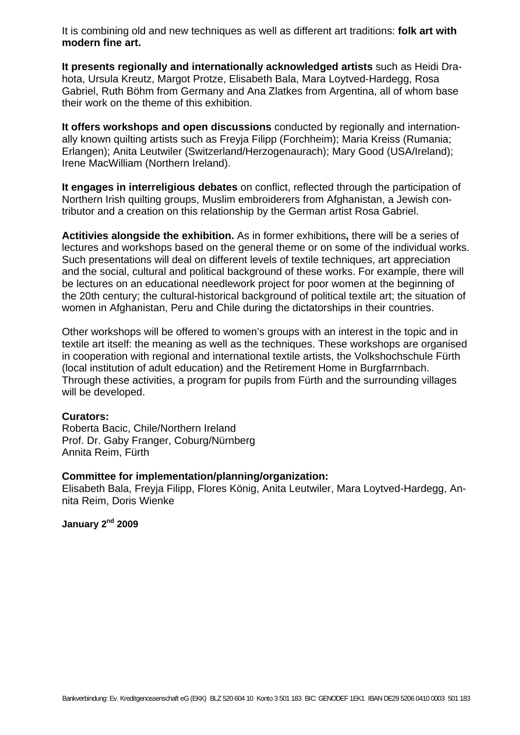It is combining old and new techniques as well as different art traditions: **folk art with modern fine art.**

**It presents regionally and internationally acknowledged artists** such as Heidi Drahota, Ursula Kreutz, Margot Protze, Elisabeth Bala, Mara Loytved-Hardegg, Rosa Gabriel, Ruth Böhm from Germany and Ana Zlatkes from Argentina, all of whom base their work on the theme of this exhibition.

**It offers workshops and open discussions** conducted by regionally and internationally known quilting artists such as Freyja Filipp (Forchheim); Maria Kreiss (Rumania; Erlangen); Anita Leutwiler (Switzerland/Herzogenaurach); Mary Good (USA/Ireland); Irene MacWilliam (Northern Ireland).

**It engages in interreligious debates** on conflict, reflected through the participation of Northern Irish quilting groups, Muslim embroiderers from Afghanistan, a Jewish contributor and a creation on this relationship by the German artist Rosa Gabriel.

**Actitivies alongside the exhibition.** As in former exhibitions**,** there will be a series of lectures and workshops based on the general theme or on some of the individual works. Such presentations will deal on different levels of textile techniques, art appreciation and the social, cultural and political background of these works. For example, there will be lectures on an educational needlework project for poor women at the beginning of the 20th century; the cultural-historical background of political textile art; the situation of women in Afghanistan, Peru and Chile during the dictatorships in their countries.

Other workshops will be offered to women's groups with an interest in the topic and in textile art itself: the meaning as well as the techniques. These workshops are organised in cooperation with regional and international textile artists, the Volkshochschule Fürth (local institution of adult education) and the Retirement Home in Burgfarrnbach. Through these activities, a program for pupils from Fürth and the surrounding villages will be developed.

**Curators:**
Roberta Bacic, Chile/Northern Ireland
Prof. Dr. Gaby Franger, Coburg/Nürnberg
Annita Reim, Fürth

**Committee for implementation/planning/organization:**
Elisabeth Bala, Freyja Filipp, Flores König, Anita Leutwiler, Mara Loytved-Hardegg, Annita Reim, Doris Wienke

**January 2nd 2009**

Bankverbindung: Ev. Kreditgenossenschaft eG (EKK) BLZ 520 604 10 Konto 3 501 183 BIC: GENODEF 1EK1 IBAN DE29 5206 0410 0003 501 183